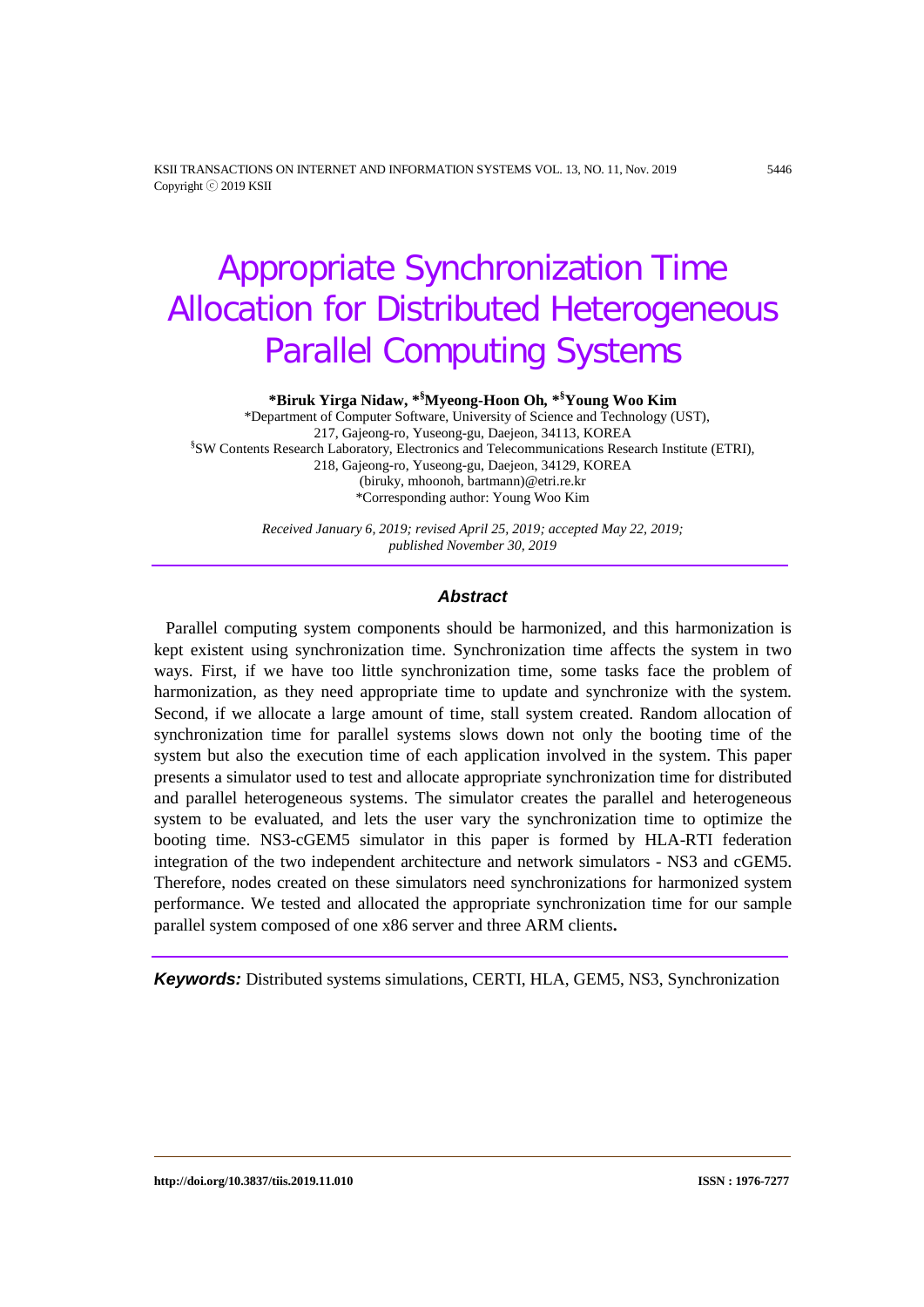# Appropriate Synchronization Time Allocation for Distributed Heterogeneous Parallel Computing Systems

**\*Biruk Yirga Nidaw, \*[§]Myeong-Hoon Oh, \*[§]Young Woo Kim**

\*Department of Computer Software, University of Science and Technology (UST),
217, Gajeong-ro, Yuseong-gu, Daejeon, 34113, KOREA
[§]SW Contents Research Laboratory, Electronics and Telecommunications Research Institute (ETRI),
218, Gajeong-ro, Yuseong-gu, Daejeon, 34129, KOREA
(biruky, mhoonoh, bartmann)@etri.re.kr
\*Corresponding author: Young Woo Kim

*Received January 6, 2019; revised April 25, 2019; accepted May 22, 2019; published November 30, 2019*

## *Abstract*

Parallel computing system components should be harmonized, and this harmonization is kept existent using synchronization time. Synchronization time affects the system in two ways. First, if we have too little synchronization time, some tasks face the problem of harmonization, as they need appropriate time to update and synchronize with the system. Second, if we allocate a large amount of time, stall system created. Random allocation of synchronization time for parallel systems slows down not only the booting time of the system but also the execution time of each application involved in the system. This paper presents a simulator used to test and allocate appropriate synchronization time for distributed and parallel heterogeneous systems. The simulator creates the parallel and heterogeneous system to be evaluated, and lets the user vary the synchronization time to optimize the booting time. NS3-cGEM5 simulator in this paper is formed by HLA-RTI federation integration of the two independent architecture and network simulators - NS3 and cGEM5. Therefore, nodes created on these simulators need synchronizations for harmonized system performance. We tested and allocated the appropriate synchronization time for our sample parallel system composed of one x86 server and three ARM clients**.**

***Keywords:*** Distributed systems simulations, CERTI, HLA, GEM5, NS3, Synchronization

**http://doi.org/10.3837/tiis.2019.11.010** **ISSN : 1976-7277**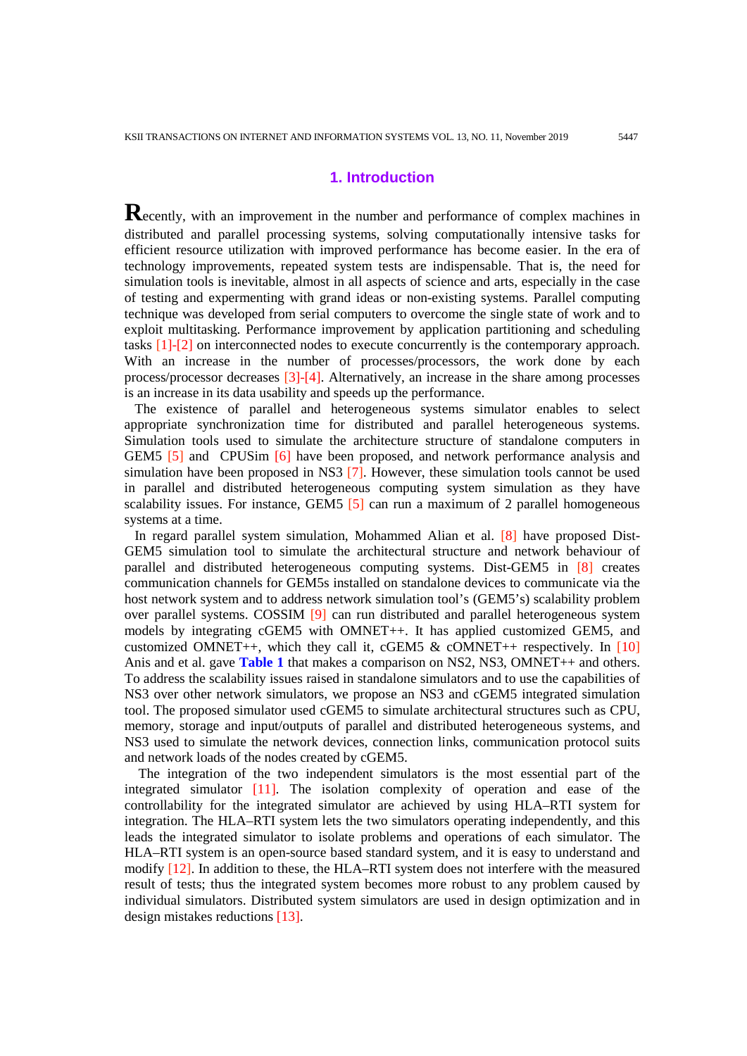## 1. Introduction

Recently, with an improvement in the number and performance of complex machines in distributed and parallel processing systems, solving computationally intensive tasks for efficient resource utilization with improved performance has become easier. In the era of technology improvements, repeated system tests are indispensable. That is, the need for simulation tools is inevitable, almost in all aspects of science and arts, especially in the case of testing and expermenting with grand ideas or non-existing systems. Parallel computing technique was developed from serial computers to overcome the single state of work and to exploit multitasking. Performance improvement by application partitioning and scheduling tasks [1]-[2] on interconnected nodes to execute concurrently is the contemporary approach. With an increase in the number of processes/processors, the work done by each process/processor decreases [3]-[4]. Alternatively, an increase in the share among processes is an increase in its data usability and speeds up the performance.

The existence of parallel and heterogeneous systems simulator enables to select appropriate synchronization time for distributed and parallel heterogeneous systems. Simulation tools used to simulate the architecture structure of standalone computers in GEM5 [5] and CPUSim [6] have been proposed, and network performance analysis and simulation have been proposed in NS3 [7]. However, these simulation tools cannot be used in parallel and distributed heterogeneous computing system simulation as they have scalability issues. For instance, GEM5 [5] can run a maximum of 2 parallel homogeneous systems at a time.

In regard parallel system simulation, Mohammed Alian et al. [8] have proposed Dist-GEM5 simulation tool to simulate the architectural structure and network behaviour of parallel and distributed heterogeneous computing systems. Dist-GEM5 in [8] creates communication channels for GEM5s installed on standalone devices to communicate via the host network system and to address network simulation tool's (GEM5's) scalability problem over parallel systems. COSSIM [9] can run distributed and parallel heterogeneous system models by integrating cGEM5 with OMNET++. It has applied customized GEM5, and customized OMNET++, which they call it, cGEM5 & cOMNET++ respectively. In [10] Anis and et al. gave **Table 1** that makes a comparison on NS2, NS3, OMNET++ and others. To address the scalability issues raised in standalone simulators and to use the capabilities of NS3 over other network simulators, we propose an NS3 and cGEM5 integrated simulation tool. The proposed simulator used cGEM5 to simulate architectural structures such as CPU, memory, storage and input/outputs of parallel and distributed heterogeneous systems, and NS3 used to simulate the network devices, connection links, communication protocol suits and network loads of the nodes created by cGEM5.

The integration of the two independent simulators is the most essential part of the integrated simulator [11]. The isolation complexity of operation and ease of the controllability for the integrated simulator are achieved by using HLA–RTI system for integration. The HLA–RTI system lets the two simulators operating independently, and this leads the integrated simulator to isolate problems and operations of each simulator. The HLA–RTI system is an open-source based standard system, and it is easy to understand and modify [12]. In addition to these, the HLA–RTI system does not interfere with the measured result of tests; thus the integrated system becomes more robust to any problem caused by individual simulators. Distributed system simulators are used in design optimization and in design mistakes reductions [13].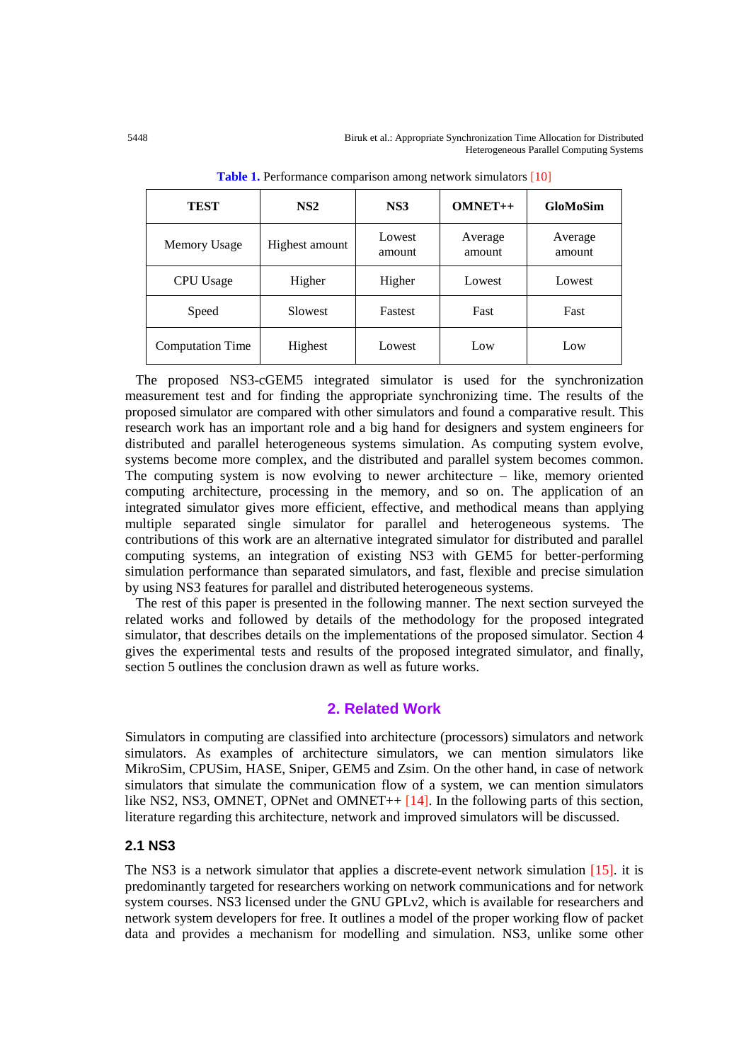**Table 1.** Performance comparison among network simulators [10]

| TEST | NS2 | NS3 | OMNET++ | GloMoSim |
|---|---|---|---|---|
| Memory Usage | Highest amount | Lowest amount | Average amount | Average amount |
| CPU Usage | Higher | Higher | Lowest | Lowest |
| Speed | Slowest | Fastest | Fast | Fast |
| Computation Time | Highest | Lowest | Low | Low |

The proposed NS3-cGEM5 integrated simulator is used for the synchronization measurement test and for finding the appropriate synchronizing time. The results of the proposed simulator are compared with other simulators and found a comparative result. This research work has an important role and a big hand for designers and system engineers for distributed and parallel heterogeneous systems simulation. As computing system evolve, systems become more complex, and the distributed and parallel system becomes common. The computing system is now evolving to newer architecture – like, memory oriented computing architecture, processing in the memory, and so on. The application of an integrated simulator gives more efficient, effective, and methodical means than applying multiple separated single simulator for parallel and heterogeneous systems. The contributions of this work are an alternative integrated simulator for distributed and parallel computing systems, an integration of existing NS3 with GEM5 for better-performing simulation performance than separated simulators, and fast, flexible and precise simulation by using NS3 features for parallel and distributed heterogeneous systems.

The rest of this paper is presented in the following manner. The next section surveyed the related works and followed by details of the methodology for the proposed integrated simulator, that describes details on the implementations of the proposed simulator. Section 4 gives the experimental tests and results of the proposed integrated simulator, and finally, section 5 outlines the conclusion drawn as well as future works.

## 2. Related Work

Simulators in computing are classified into architecture (processors) simulators and network simulators. As examples of architecture simulators, we can mention simulators like MikroSim, CPUSim, HASE, Sniper, GEM5 and Zsim. On the other hand, in case of network simulators that simulate the communication flow of a system, we can mention simulators like NS2, NS3, OMNET, OPNet and OMNET++ [14]. In the following parts of this section, literature regarding this architecture, network and improved simulators will be discussed.

### 2.1 NS3

The NS3 is a network simulator that applies a discrete-event network simulation [15]. it is predominantly targeted for researchers working on network communications and for network system courses. NS3 licensed under the GNU GPLv2, which is available for researchers and network system developers for free. It outlines a model of the proper working flow of packet data and provides a mechanism for modelling and simulation. NS3, unlike some other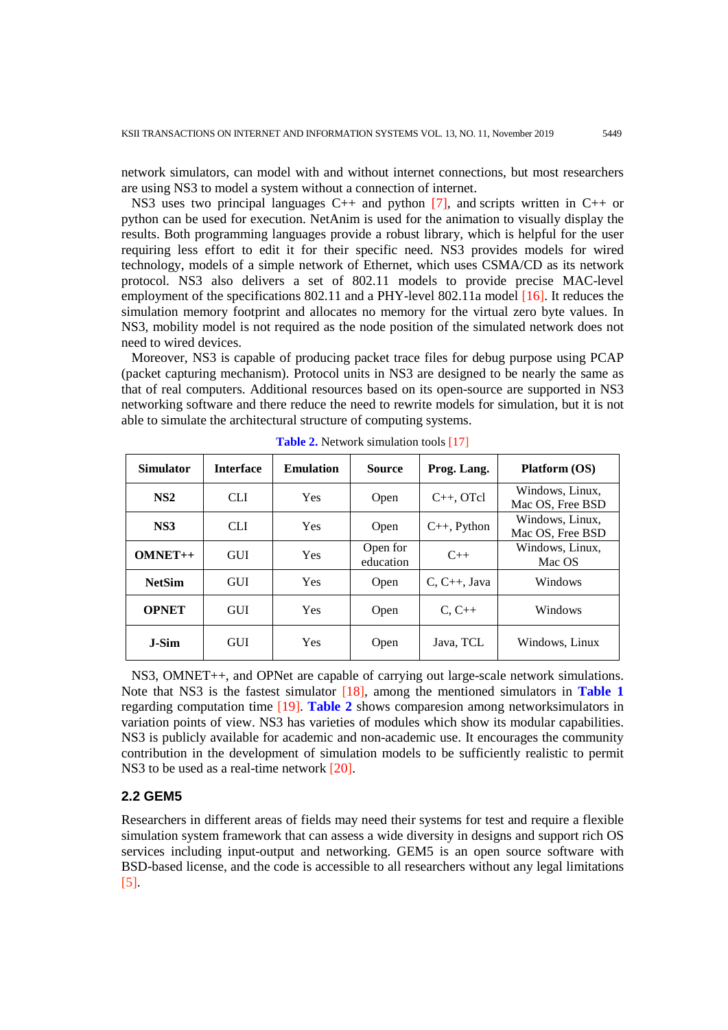network simulators, can model with and without internet connections, but most researchers are using NS3 to model a system without a connection of internet.

NS3 uses two principal languages C++ and python [7], and scripts written in C++ or python can be used for execution. NetAnim is used for the animation to visually display the results. Both programming languages provide a robust library, which is helpful for the user requiring less effort to edit it for their specific need. NS3 provides models for wired technology, models of a simple network of Ethernet, which uses CSMA/CD as its network protocol. NS3 also delivers a set of 802.11 models to provide precise MAC-level employment of the specifications 802.11 and a PHY-level 802.11a model [16]. It reduces the simulation memory footprint and allocates no memory for the virtual zero byte values. In NS3, mobility model is not required as the node position of the simulated network does not need to wired devices.

Moreover, NS3 is capable of producing packet trace files for debug purpose using PCAP (packet capturing mechanism). Protocol units in NS3 are designed to be nearly the same as that of real computers. Additional resources based on its open-source are supported in NS3 networking software and there reduce the need to rewrite models for simulation, but it is not able to simulate the architectural structure of computing systems.

**Table 2.** Network simulation tools [17]

| Simulator | Interface | Emulation | Source | Prog. Lang. | Platform (OS) |
|---|---|---|---|---|---|
| **NS2** | CLI | Yes | Open | C++, OTcl | Windows, Linux, Mac OS, Free BSD |
| **NS3** | CLI | Yes | Open | C++, Python | Windows, Linux, Mac OS, Free BSD |
| **OMNET++** | GUI | Yes | Open for education | C++ | Windows, Linux, Mac OS |
| **NetSim** | GUI | Yes | Open | C, C++, Java | Windows |
| **OPNET** | GUI | Yes | Open | C, C++ | Windows |
| **J-Sim** | GUI | Yes | Open | Java, TCL | Windows, Linux |

NS3, OMNET++, and OPNet are capable of carrying out large-scale network simulations. Note that NS3 is the fastest simulator [18], among the mentioned simulators in **Table 1** regarding computation time [19]. **Table 2** shows comparesion among networksimulators in variation points of view. NS3 has varieties of modules which show its modular capabilities. NS3 is publicly available for academic and non-academic use. It encourages the community contribution in the development of simulation models to be sufficiently realistic to permit NS3 to be used as a real-time network [20].

### 2.2 GEM5

Researchers in different areas of fields may need their systems for test and require a flexible simulation system framework that can assess a wide diversity in designs and support rich OS services including input-output and networking. GEM5 is an open source software with BSD-based license, and the code is accessible to all researchers without any legal limitations [5].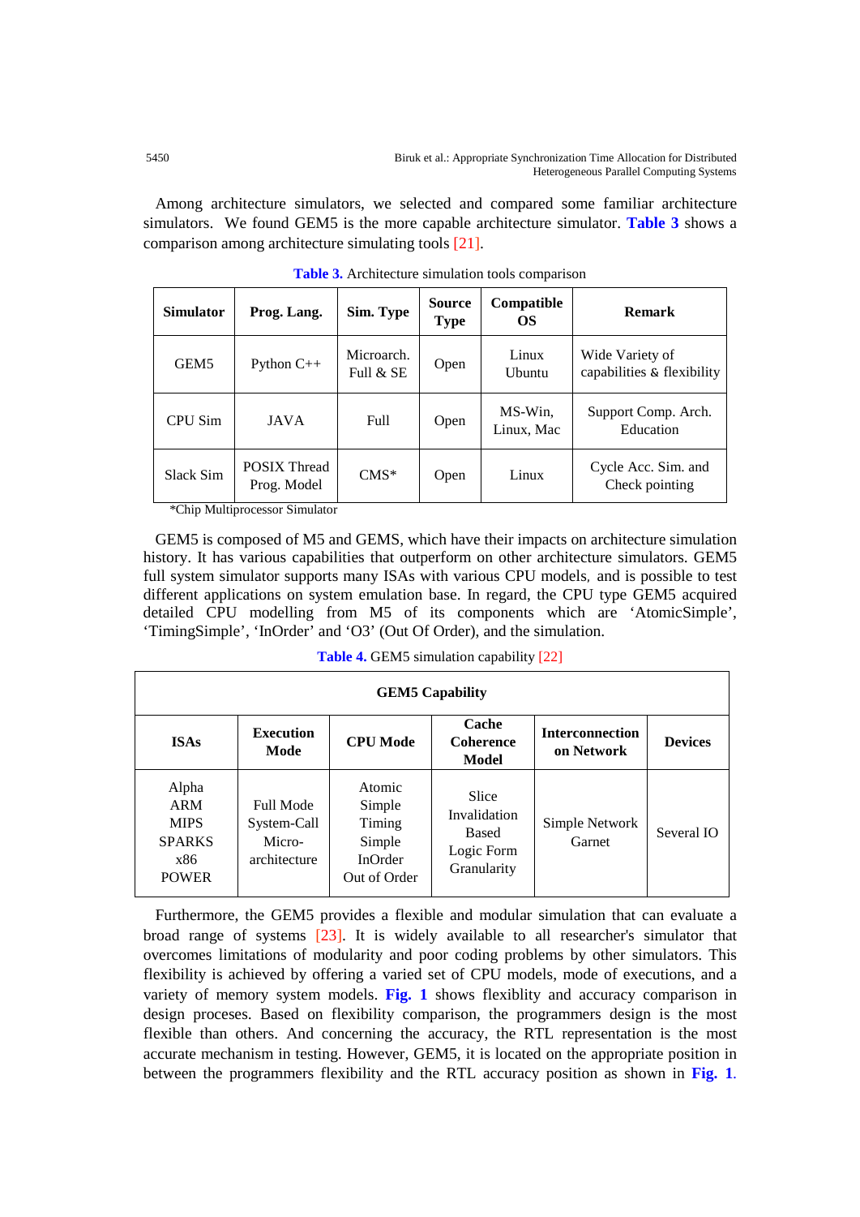Among architecture simulators, we selected and compared some familiar architecture simulators. We found GEM5 is the more capable architecture simulator. **Table 3** shows a comparison among architecture simulating tools [21].

**Table 3.** Architecture simulation tools comparison

| Simulator | Prog. Lang. | Sim. Type | Source Type | Compatible OS | Remark |
|---|---|---|---|---|---|
| GEM5 | Python C++ | Microarch. Full & SE | Open | Linux Ubuntu | Wide Variety of capabilities & flexibility |
| CPU Sim | JAVA | Full | Open | MS-Win, Linux, Mac | Support Comp. Arch. Education |
| Slack Sim | POSIX Thread Prog. Model | CMS* | Open | Linux | Cycle Acc. Sim. and Check pointing |

*Chip Multiprocessor Simulator

GEM5 is composed of M5 and GEMS, which have their impacts on architecture simulation history. It has various capabilities that outperform on other architecture simulators. GEM5 full system simulator supports many ISAs with various CPU models, and is possible to test different applications on system emulation base. In regard, the CPU type GEM5 acquired detailed CPU modelling from M5 of its components which are 'AtomicSimple', 'TimingSimple', 'InOrder' and 'O3' (Out Of Order), and the simulation.

**Table 4.** GEM5 simulation capability [22]

| GEM5 Capability | | | | | |
|---|---|---|---|---|---|
| **ISAs** | **Execution Mode** | **CPU Mode** | **Cache Coherence Model** | **Interconnection on Network** | **Devices** |
| Alpha<br>ARM<br>MIPS<br>SPARKS<br>x86<br>POWER | Full Mode<br>System-Call<br>Micro-architecture | Atomic<br>Simple<br>Timing<br>Simple<br>InOrder<br>Out of Order | Slice Invalidation Based Logic Form Granularity | Simple Network<br>Garnet | Several IO |

Furthermore, the GEM5 provides a flexible and modular simulation that can evaluate a broad range of systems [23]. It is widely available to all researcher's simulator that overcomes limitations of modularity and poor coding problems by other simulators. This flexibility is achieved by offering a varied set of CPU models, mode of executions, and a variety of memory system models. **Fig. 1** shows flexiblity and accuracy comparison in design proceses. Based on flexibility comparison, the programmers design is the most flexible than others. And concerning the accuracy, the RTL representation is the most accurate mechanism in testing. However, GEM5, it is located on the appropriate position in between the programmers flexibility and the RTL accuracy position as shown in **Fig. 1**.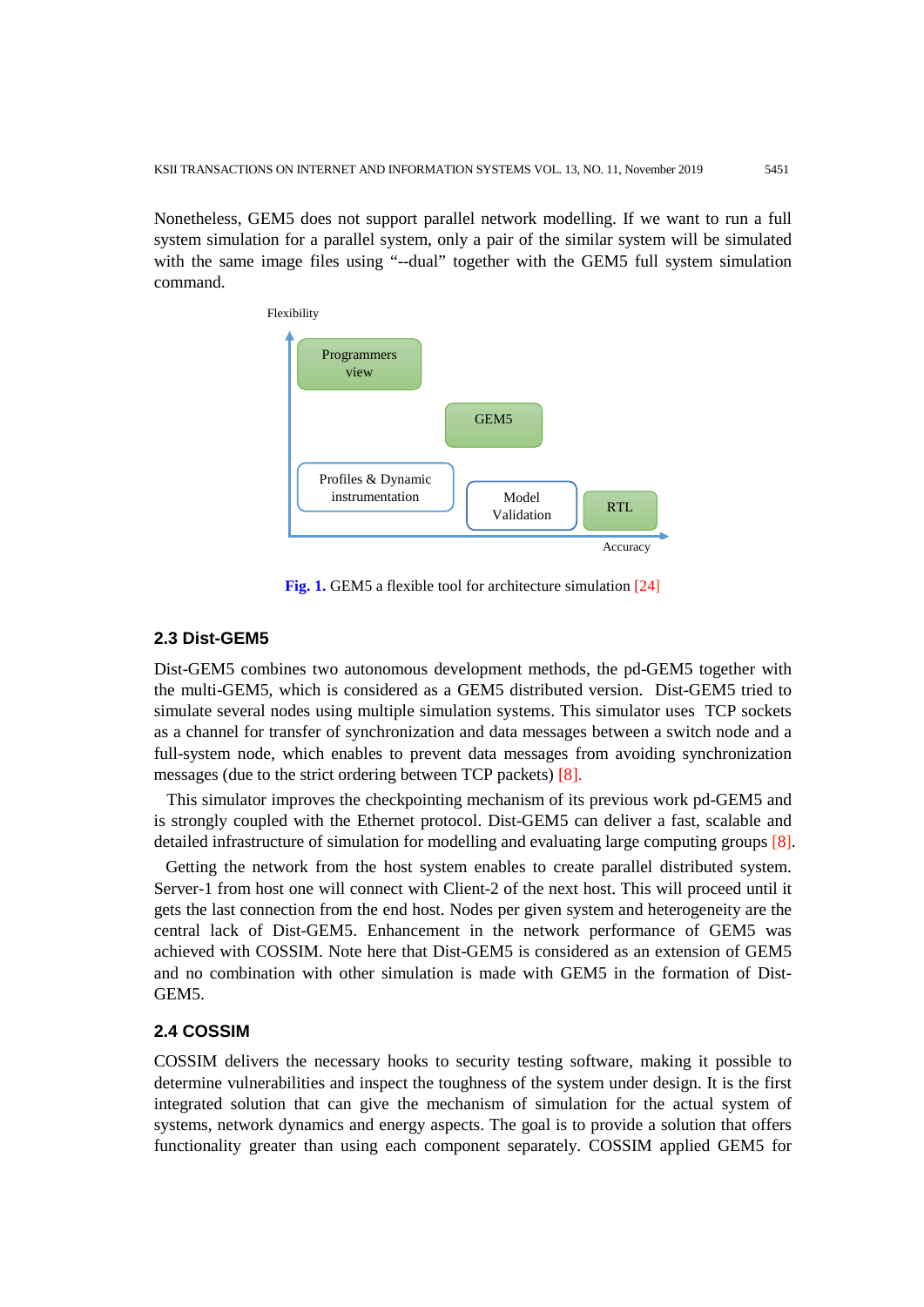Nonetheless, GEM5 does not support parallel network modelling. If we want to run a full system simulation for a parallel system, only a pair of the similar system will be simulated with the same image files using "--dual" together with the GEM5 full system simulation command.

**Fig. 1.** GEM5 a flexible tool for architecture simulation [24]

### 2.3 Dist-GEM5

Dist-GEM5 combines two autonomous development methods, the pd-GEM5 together with the multi-GEM5, which is considered as a GEM5 distributed version. Dist-GEM5 tried to simulate several nodes using multiple simulation systems. This simulator uses TCP sockets as a channel for transfer of synchronization and data messages between a switch node and a full-system node, which enables to prevent data messages from avoiding synchronization messages (due to the strict ordering between TCP packets) [8].

This simulator improves the checkpointing mechanism of its previous work pd-GEM5 and is strongly coupled with the Ethernet protocol. Dist-GEM5 can deliver a fast, scalable and detailed infrastructure of simulation for modelling and evaluating large computing groups [8].

Getting the network from the host system enables to create parallel distributed system. Server-1 from host one will connect with Client-2 of the next host. This will proceed until it gets the last connection from the end host. Nodes per given system and heterogeneity are the central lack of Dist-GEM5. Enhancement in the network performance of GEM5 was achieved with COSSIM. Note here that Dist-GEM5 is considered as an extension of GEM5 and no combination with other simulation is made with GEM5 in the formation of Dist-GEM5.

### 2.4 COSSIM

COSSIM delivers the necessary hooks to security testing software, making it possible to determine vulnerabilities and inspect the toughness of the system under design. It is the first integrated solution that can give the mechanism of simulation for the actual system of systems, network dynamics and energy aspects. The goal is to provide a solution that offers functionality greater than using each component separately. COSSIM applied GEM5 for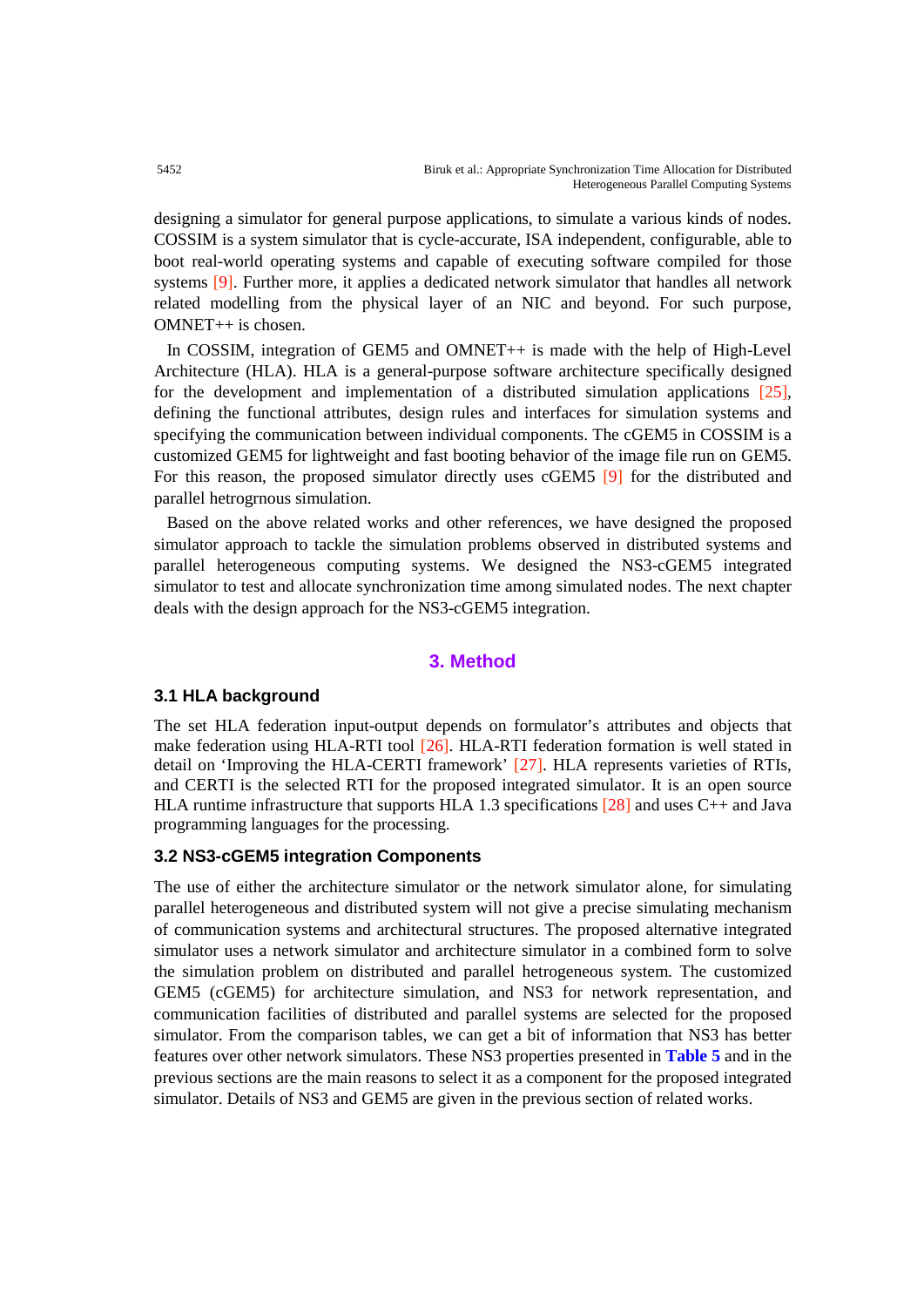designing a simulator for general purpose applications, to simulate a various kinds of nodes. COSSIM is a system simulator that is cycle-accurate, ISA independent, configurable, able to boot real-world operating systems and capable of executing software compiled for those systems [9]. Further more, it applies a dedicated network simulator that handles all network related modelling from the physical layer of an NIC and beyond. For such purpose, OMNET++ is chosen.

In COSSIM, integration of GEM5 and OMNET++ is made with the help of High-Level Architecture (HLA). HLA is a general-purpose software architecture specifically designed for the development and implementation of a distributed simulation applications [25], defining the functional attributes, design rules and interfaces for simulation systems and specifying the communication between individual components. The cGEM5 in COSSIM is a customized GEM5 for lightweight and fast booting behavior of the image file run on GEM5. For this reason, the proposed simulator directly uses cGEM5 [9] for the distributed and parallel hetrogrnous simulation.

Based on the above related works and other references, we have designed the proposed simulator approach to tackle the simulation problems observed in distributed systems and parallel heterogeneous computing systems. We designed the NS3-cGEM5 integrated simulator to test and allocate synchronization time among simulated nodes. The next chapter deals with the design approach for the NS3-cGEM5 integration.

## 3. Method

### 3.1 HLA background

The set HLA federation input-output depends on formulator's attributes and objects that make federation using HLA-RTI tool [26]. HLA-RTI federation formation is well stated in detail on 'Improving the HLA-CERTI framework' [27]. HLA represents varieties of RTIs, and CERTI is the selected RTI for the proposed integrated simulator. It is an open source HLA runtime infrastructure that supports HLA 1.3 specifications [28] and uses C++ and Java programming languages for the processing.

### 3.2 NS3-cGEM5 integration Components

The use of either the architecture simulator or the network simulator alone, for simulating parallel heterogeneous and distributed system will not give a precise simulating mechanism of communication systems and architectural structures. The proposed alternative integrated simulator uses a network simulator and architecture simulator in a combined form to solve the simulation problem on distributed and parallel hetrogeneous system. The customized GEM5 (cGEM5) for architecture simulation, and NS3 for network representation, and communication facilities of distributed and parallel systems are selected for the proposed simulator. From the comparison tables, we can get a bit of information that NS3 has better features over other network simulators. These NS3 properties presented in **Table 5** and in the previous sections are the main reasons to select it as a component for the proposed integrated simulator. Details of NS3 and GEM5 are given in the previous section of related works.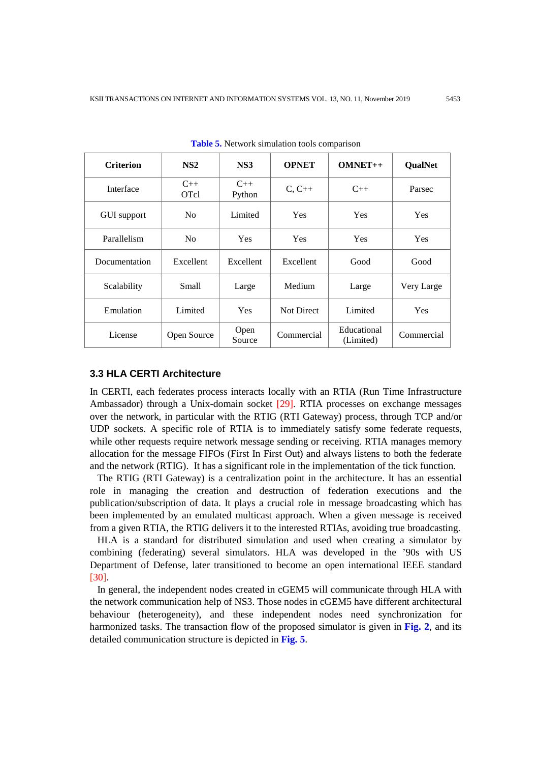**Table 5.** Network simulation tools comparison

| Criterion | NS2 | NS3 | OPNET | OMNET++ | QualNet |
|---|---|---|---|---|---|
| Interface | C++ OTcl | C++ Python | C, C++ | C++ | Parsec |
| GUI support | No | Limited | Yes | Yes | Yes |
| Parallelism | No | Yes | Yes | Yes | Yes |
| Documentation | Excellent | Excellent | Excellent | Good | Good |
| Scalability | Small | Large | Medium | Large | Very Large |
| Emulation | Limited | Yes | Not Direct | Limited | Yes |
| License | Open Source | Open Source | Commercial | Educational (Limited) | Commercial |

### 3.3 HLA CERTI Architecture

In CERTI, each federates process interacts locally with an RTIA (Run Time Infrastructure Ambassador) through a Unix-domain socket [29]. RTIA processes on exchange messages over the network, in particular with the RTIG (RTI Gateway) process, through TCP and/or UDP sockets. A specific role of RTIA is to immediately satisfy some federate requests, while other requests require network message sending or receiving. RTIA manages memory allocation for the message FIFOs (First In First Out) and always listens to both the federate and the network (RTIG). It has a significant role in the implementation of the tick function.

The RTIG (RTI Gateway) is a centralization point in the architecture. It has an essential role in managing the creation and destruction of federation executions and the publication/subscription of data. It plays a crucial role in message broadcasting which has been implemented by an emulated multicast approach. When a given message is received from a given RTIA, the RTIG delivers it to the interested RTIAs, avoiding true broadcasting.

HLA is a standard for distributed simulation and used when creating a simulator by combining (federating) several simulators. HLA was developed in the '90s with US Department of Defense, later transitioned to become an open international IEEE standard [30].

In general, the independent nodes created in cGEM5 will communicate through HLA with the network communication help of NS3. Those nodes in cGEM5 have different architectural behaviour (heterogeneity), and these independent nodes need synchronization for harmonized tasks. The transaction flow of the proposed simulator is given in **Fig. 2**, and its detailed communication structure is depicted in **Fig. 5**.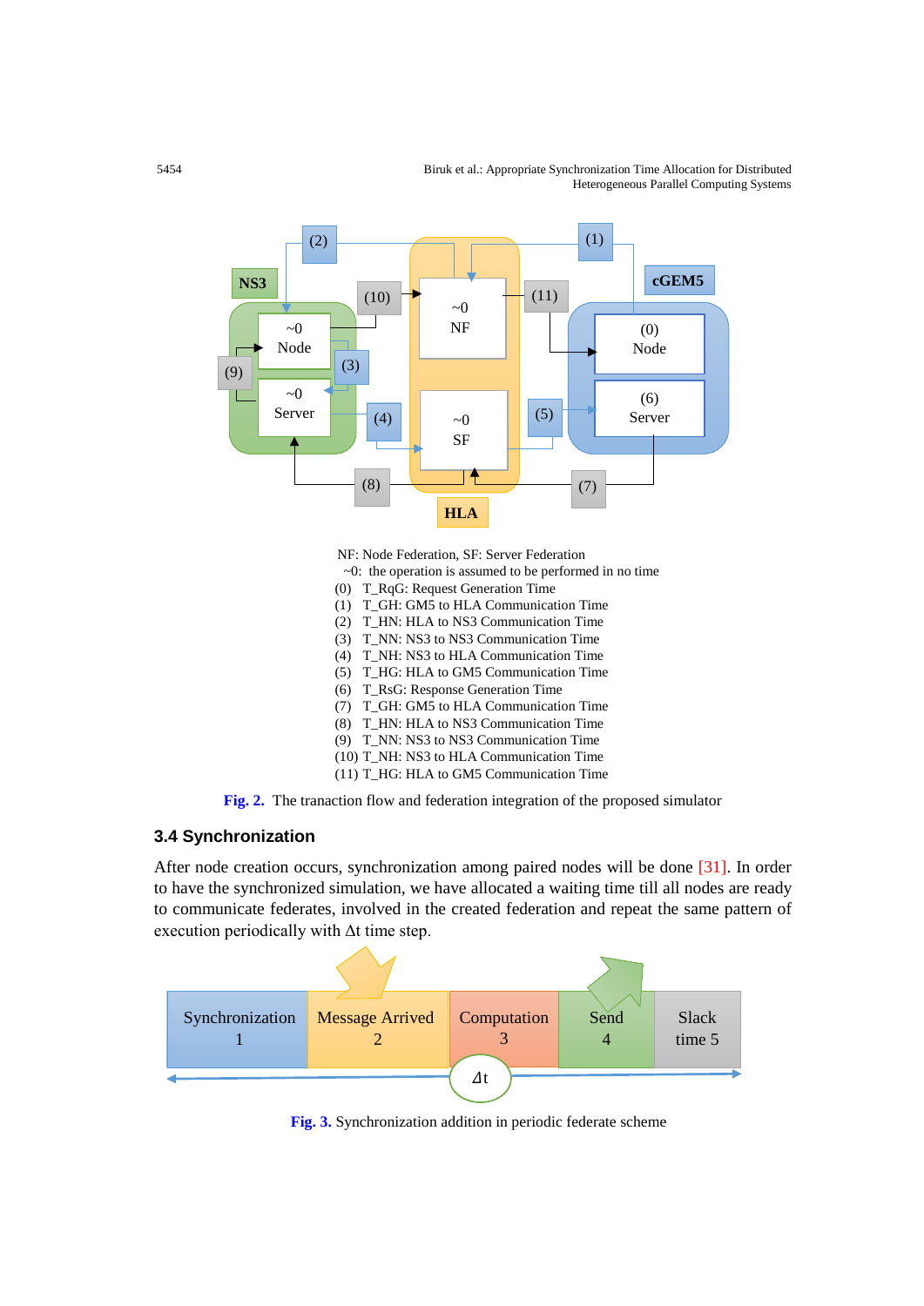NF: Node Federation, SF: Server Federation

~0: the operation is assumed to be performed in no time

(0) T_RqG: Request Generation Time
(1) T_GH: GM5 to HLA Communication Time
(2) T_HN: HLA to NS3 Communication Time
(3) T_NN: NS3 to NS3 Communication Time
(4) T_NH: NS3 to HLA Communication Time
(5) T_HG: HLA to GM5 Communication Time
(6) T_RsG: Response Generation Time
(7) T_GH: GM5 to HLA Communication Time
(8) T_HN: HLA to NS3 Communication Time
(9) T_NN: NS3 to NS3 Communication Time
(10) T_NH: NS3 to HLA Communication Time
(11) T_HG: HLA to GM5 Communication Time

**Fig. 2.** The tranaction flow and federation integration of the proposed simulator

### 3.4 Synchronization

After node creation occurs, synchronization among paired nodes will be done [31]. In order to have the synchronized simulation, we have allocated a waiting time till all nodes are ready to communicate federates, involved in the created federation and repeat the same pattern of execution periodically with Δt time step.

**Fig. 3.** Synchronization addition in periodic federate scheme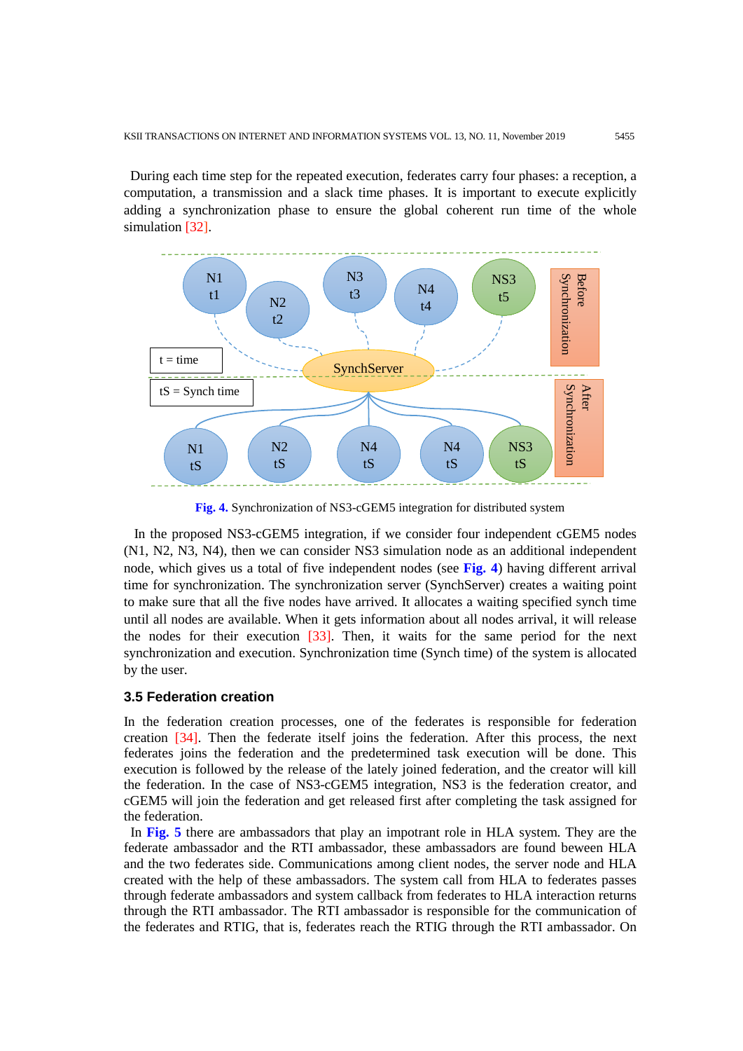During each time step for the repeated execution, federates carry four phases: a reception, a computation, a transmission and a slack time phases. It is important to execute explicitly adding a synchronization phase to ensure the global coherent run time of the whole simulation [32].

**Fig. 4.** Synchronization of NS3-cGEM5 integration for distributed system

In the proposed NS3-cGEM5 integration, if we consider four independent cGEM5 nodes (N1, N2, N3, N4), then we can consider NS3 simulation node as an additional independent node, which gives us a total of five independent nodes (see **Fig. 4**) having different arrival time for synchronization. The synchronization server (SynchServer) creates a waiting point to make sure that all the five nodes have arrived. It allocates a waiting specified synch time until all nodes are available. When it gets information about all nodes arrival, it will release the nodes for their execution [33]. Then, it waits for the same period for the next synchronization and execution. Synchronization time (Synch time) of the system is allocated by the user.

### 3.5 Federation creation

In the federation creation processes, one of the federates is responsible for federation creation [34]. Then the federate itself joins the federation. After this process, the next federates joins the federation and the predetermined task execution will be done. This execution is followed by the release of the lately joined federation, and the creator will kill the federation. In the case of NS3-cGEM5 integration, NS3 is the federation creator, and cGEM5 will join the federation and get released first after completing the task assigned for the federation.

In **Fig. 5** there are ambassadors that play an impotrant role in HLA system. They are the federate ambassador and the RTI ambassador, these ambassadors are found beween HLA and the two federates side. Communications among client nodes, the server node and HLA created with the help of these ambassadors. The system call from HLA to federates passes through federate ambassadors and system callback from federates to HLA interaction returns through the RTI ambassador. The RTI ambassador is responsible for the communication of the federates and RTIG, that is, federates reach the RTIG through the RTI ambassador. On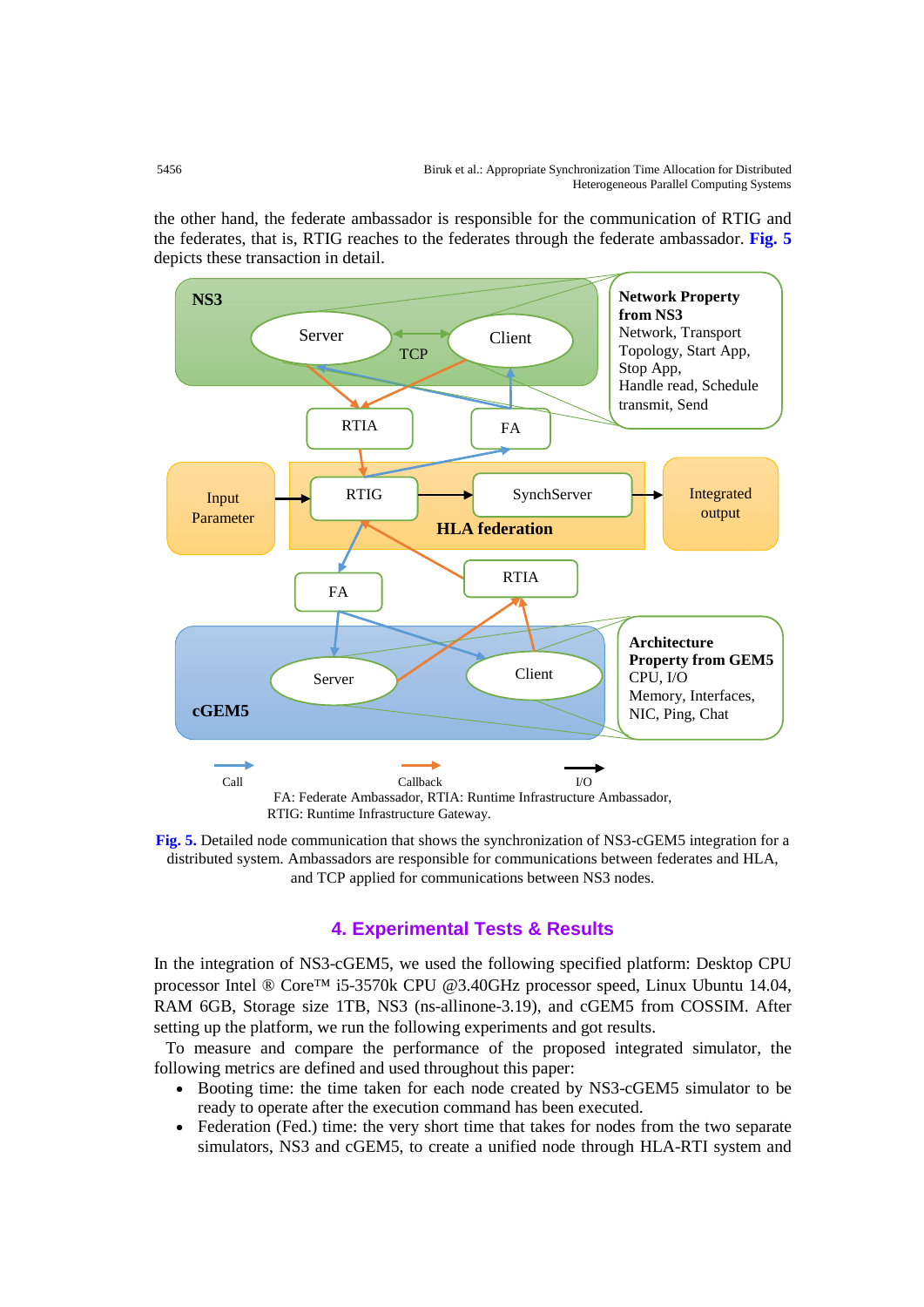the other hand, the federate ambassador is responsible for the communication of RTIG and the federates, that is, RTIG reaches to the federates through the federate ambassador. Fig. 5 depicts these transaction in detail.

**Fig. 5.** Detailed node communication that shows the synchronization of NS3-cGEM5 integration for a distributed system. Ambassadors are responsible for communications between federates and HLA, and TCP applied for communications between NS3 nodes.

## 4. Experimental Tests & Results

In the integration of NS3-cGEM5, we used the following specified platform: Desktop CPU processor Intel ® Core™ i5-3570k CPU @3.40GHz processor speed, Linux Ubuntu 14.04, RAM 6GB, Storage size 1TB, NS3 (ns-allinone-3.19), and cGEM5 from COSSIM. After setting up the platform, we run the following experiments and got results.

To measure and compare the performance of the proposed integrated simulator, the following metrics are defined and used throughout this paper:

- Booting time: the time taken for each node created by NS3-cGEM5 simulator to be ready to operate after the execution command has been executed.
- Federation (Fed.) time: the very short time that takes for nodes from the two separate simulators, NS3 and cGEM5, to create a unified node through HLA-RTI system and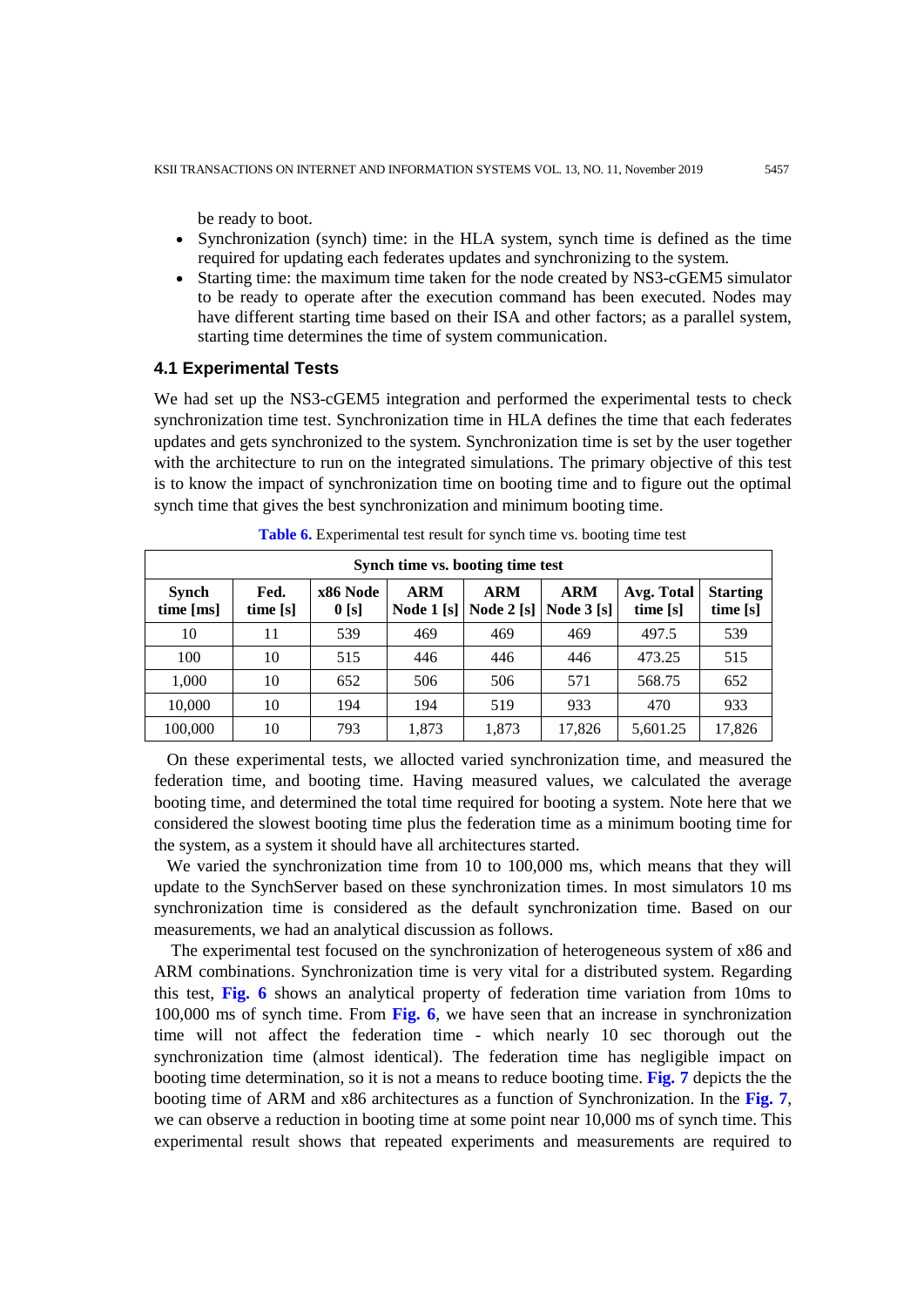be ready to boot.

- Synchronization (synch) time: in the HLA system, synch time is defined as the time required for updating each federates updates and synchronizing to the system.
- Starting time: the maximum time taken for the node created by NS3-cGEM5 simulator to be ready to operate after the execution command has been executed. Nodes may have different starting time based on their ISA and other factors; as a parallel system, starting time determines the time of system communication.

### 4.1 Experimental Tests

We had set up the NS3-cGEM5 integration and performed the experimental tests to check synchronization time test. Synchronization time in HLA defines the time that each federates updates and gets synchronized to the system. Synchronization time is set by the user together with the architecture to run on the integrated simulations. The primary objective of this test is to know the impact of synchronization time on booting time and to figure out the optimal synch time that gives the best synchronization and minimum booting time.

**Table 6.** Experimental test result for synch time vs. booting time test

| Synch time vs. booting time test | | | | | | | |
|---|---|---|---|---|---|---|---|
| **Synch time [ms]** | **Fed. time [s]** | **x86 Node 0 [s]** | **ARM Node 1 [s]** | **ARM Node 2 [s]** | **ARM Node 3 [s]** | **Avg. Total time [s]** | **Starting time [s]** |
| 10 | 11 | 539 | 469 | 469 | 469 | 497.5 | 539 |
| 100 | 10 | 515 | 446 | 446 | 446 | 473.25 | 515 |
| 1,000 | 10 | 652 | 506 | 506 | 571 | 568.75 | 652 |
| 10,000 | 10 | 194 | 194 | 519 | 933 | 470 | 933 |
| 100,000 | 10 | 793 | 1,873 | 1,873 | 17,826 | 5,601.25 | 17,826 |

On these experimental tests, we allocted varied synchronization time, and measured the federation time, and booting time. Having measured values, we calculated the average booting time, and determined the total time required for booting a system. Note here that we considered the slowest booting time plus the federation time as a minimum booting time for the system, as a system it should have all architectures started.

We varied the synchronization time from 10 to 100,000 ms, which means that they will update to the SynchServer based on these synchronization times. In most simulators 10 ms synchronization time is considered as the default synchronization time. Based on our measurements, we had an analytical discussion as follows.

The experimental test focused on the synchronization of heterogeneous system of x86 and ARM combinations. Synchronization time is very vital for a distributed system. Regarding this test, **Fig. 6** shows an analytical property of federation time variation from 10ms to 100,000 ms of synch time. From **Fig. 6**, we have seen that an increase in synchronization time will not affect the federation time - which nearly 10 sec thorough out the synchronization time (almost identical). The federation time has negligible impact on booting time determination, so it is not a means to reduce booting time. **Fig. 7** depicts the the booting time of ARM and x86 architectures as a function of Synchronization. In the **Fig. 7**, we can observe a reduction in booting time at some point near 10,000 ms of synch time. This experimental result shows that repeated experiments and measurements are required to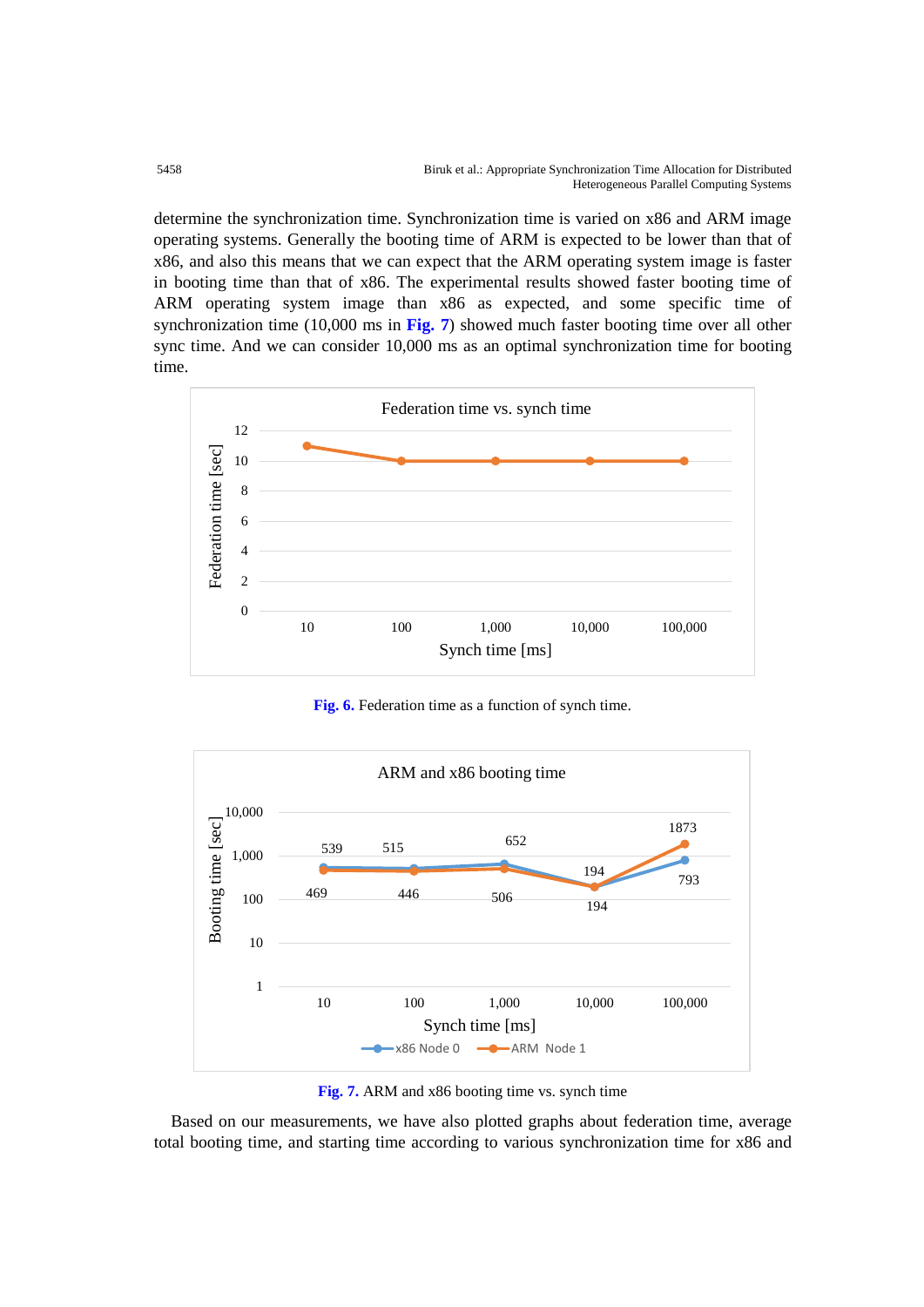determine the synchronization time. Synchronization time is varied on x86 and ARM image operating systems. Generally the booting time of ARM is expected to be lower than that of x86, and also this means that we can expect that the ARM operating system image is faster in booting time than that of x86. The experimental results showed faster booting time of ARM operating system image than x86 as expected, and some specific time of synchronization time (10,000 ms in **Fig. 7**) showed much faster booting time over all other sync time. And we can consider 10,000 ms as an optimal synchronization time for booting time.

**Fig. 6.** Federation time as a function of synch time.

**Fig. 7.** ARM and x86 booting time vs. synch time

Based on our measurements, we have also plotted graphs about federation time, average total booting time, and starting time according to various synchronization time for x86 and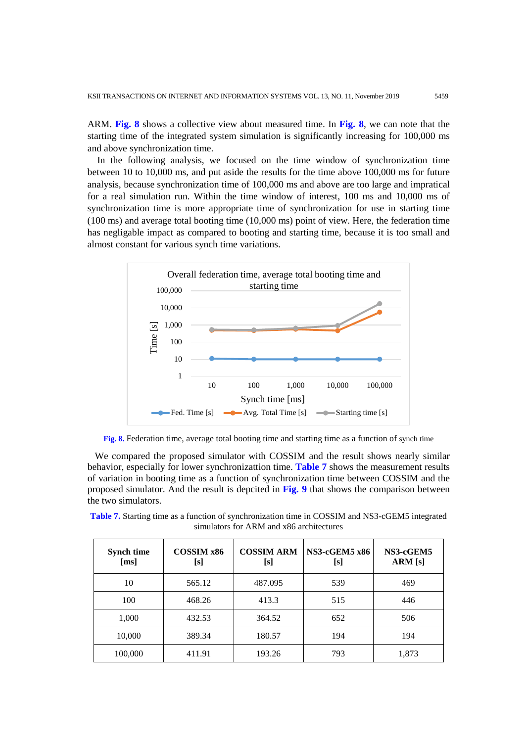ARM. **Fig. 8** shows a collective view about measured time. In **Fig. 8**, we can note that the starting time of the integrated system simulation is significantly increasing for 100,000 ms and above synchronization time.

In the following analysis, we focused on the time window of synchronization time between 10 to 10,000 ms, and put aside the results for the time above 100,000 ms for future analysis, because synchronization time of 100,000 ms and above are too large and impratical for a real simulation run. Within the time window of interest, 100 ms and 10,000 ms of synchronization time is more appropriate time of synchronization for use in starting time (100 ms) and average total booting time (10,000 ms) point of view. Here, the federation time has negligable impact as compared to booting and starting time, because it is too small and almost constant for various synch time variations.

**Fig. 8.** Federation time, average total booting time and starting time as a function of synch time

We compared the proposed simulator with COSSIM and the result shows nearly similar behavior, especially for lower synchronizattion time. **Table 7** shows the measurement results of variation in booting time as a function of synchronization time between COSSIM and the proposed simulator. And the result is depcited in **Fig. 9** that shows the comparison between the two simulators.

**Table 7.** Starting time as a function of synchronization time in COSSIM and NS3-cGEM5 integrated simulators for ARM and x86 architectures

| Synch time [ms] | COSSIM x86 [s] | COSSIM ARM [s] | NS3-cGEM5 x86 [s] | NS3-cGEM5 ARM [s] |
|---|---|---|---|---|
| 10 | 565.12 | 487.095 | 539 | 469 |
| 100 | 468.26 | 413.3 | 515 | 446 |
| 1,000 | 432.53 | 364.52 | 652 | 506 |
| 10,000 | 389.34 | 180.57 | 194 | 194 |
| 100,000 | 411.91 | 193.26 | 793 | 1,873 |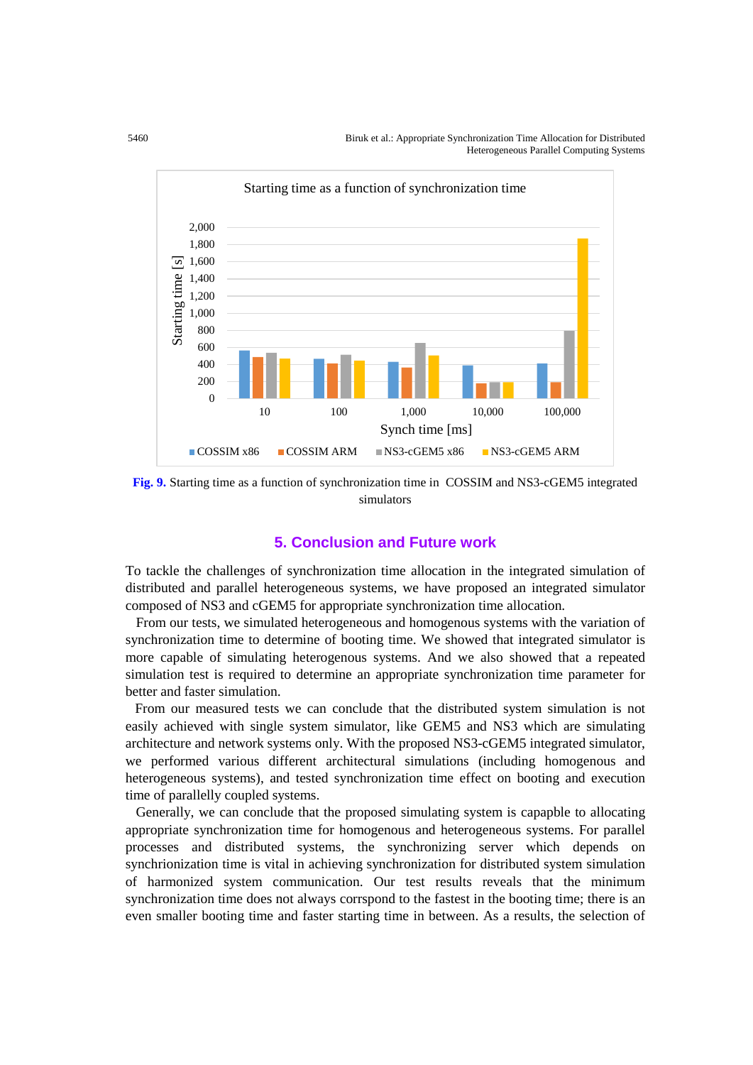Fig. 9. Starting time as a function of synchronization time in COSSIM and NS3-cGEM5 integrated simulators

## 5. Conclusion and Future work

To tackle the challenges of synchronization time allocation in the integrated simulation of distributed and parallel heterogeneous systems, we have proposed an integrated simulator composed of NS3 and cGEM5 for appropriate synchronization time allocation.

From our tests, we simulated heterogeneous and homogenous systems with the variation of synchronization time to determine of booting time. We showed that integrated simulator is more capable of simulating heterogenous systems. And we also showed that a repeated simulation test is required to determine an appropriate synchronization time parameter for better and faster simulation.

From our measured tests we can conclude that the distributed system simulation is not easily achieved with single system simulator, like GEM5 and NS3 which are simulating architecture and network systems only. With the proposed NS3-cGEM5 integrated simulator, we performed various different architectural simulations (including homogenous and heterogeneous systems), and tested synchronization time effect on booting and execution time of parallelly coupled systems.

Generally, we can conclude that the proposed simulating system is capapble to allocating appropriate synchronization time for homogenous and heterogeneous systems. For parallel processes and distributed systems, the synchronizing server which depends on synchrionization time is vital in achieving synchronization for distributed system simulation of harmonized system communication. Our test results reveals that the minimum synchronization time does not always corrspond to the fastest in the booting time; there is an even smaller booting time and faster starting time in between. As a results, the selection of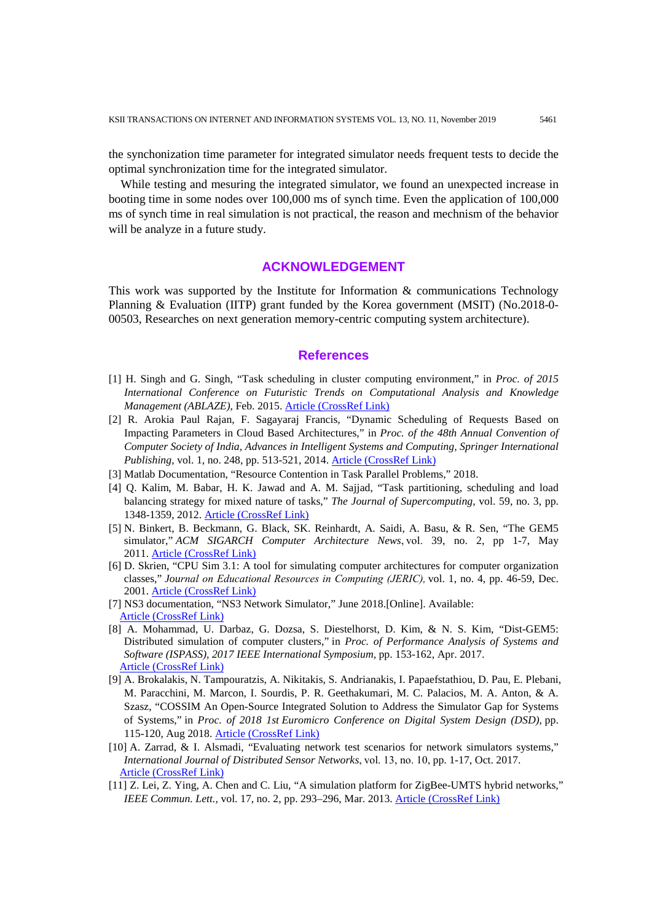the synchonization time parameter for integrated simulator needs frequent tests to decide the optimal synchronization time for the integrated simulator.

While testing and mesuring the integrated simulator, we found an unexpected increase in booting time in some nodes over 100,000 ms of synch time. Even the application of 100,000 ms of synch time in real simulation is not practical, the reason and mechnism of the behavior will be analyze in a future study.

## ACKNOWLEDGEMENT

This work was supported by the Institute for Information & communications Technology Planning & Evaluation (IITP) grant funded by the Korea government (MSIT) (No.2018-0-00503, Researches on next generation memory-centric computing system architecture).

## References

[1] H. Singh and G. Singh, "Task scheduling in cluster computing environment," in *Proc. of 2015 International Conference on Futuristic Trends on Computational Analysis and Knowledge Management (ABLAZE)*, Feb. 2015. Article (CrossRef Link)

[2] R. Arokia Paul Rajan, F. Sagayaraj Francis, "Dynamic Scheduling of Requests Based on Impacting Parameters in Cloud Based Architectures," in *Proc. of the 48th Annual Convention of Computer Society of India, Advances in Intelligent Systems and Computing, Springer International Publishing*, vol. 1, no. 248, pp. 513-521, 2014. Article (CrossRef Link)

[3] Matlab Documentation, "Resource Contention in Task Parallel Problems," 2018.

[4] Q. Kalim, M. Babar, H. K. Jawad and A. M. Sajjad, "Task partitioning, scheduling and load balancing strategy for mixed nature of tasks," *The Journal of Supercomputing*, vol. 59, no. 3, pp. 1348-1359, 2012. Article (CrossRef Link)

[5] N. Binkert, B. Beckmann, G. Black, SK. Reinhardt, A. Saidi, A. Basu, & R. Sen, "The GEM5 simulator," *ACM SIGARCH Computer Architecture News*, vol. 39, no. 2, pp 1-7, May 2011. Article (CrossRef Link)

[6] D. Skrien, "CPU Sim 3.1: A tool for simulating computer architectures for computer organization classes," *Journal on Educational Resources in Computing (JERIC),* vol. 1, no. 4, pp. 46-59, Dec. 2001. Article (CrossRef Link)

[7] NS3 documentation, "NS3 Network Simulator," June 2018.[Online]. Available: Article (CrossRef Link)

[8] A. Mohammad, U. Darbaz, G. Dozsa, S. Diestelhorst, D. Kim, & N. S. Kim, "Dist-GEM5: Distributed simulation of computer clusters," in *Proc. of Performance Analysis of Systems and Software (ISPASS), 2017 IEEE International Symposium*, pp. 153-162, Apr. 2017. Article (CrossRef Link)

[9] A. Brokalakis, N. Tampouratzis, A. Nikitakis, S. Andrianakis, I. Papaefstathiou, D. Pau, E. Plebani, M. Paracchini, M. Marcon, I. Sourdis, P. R. Geethakumari, M. C. Palacios, M. A. Anton, & A. Szasz, "COSSIM An Open-Source Integrated Solution to Address the Simulator Gap for Systems of Systems," in *Proc. of 2018 1st Euromicro Conference on Digital System Design (DSD)*, pp. 115-120, Aug 2018. Article (CrossRef Link)

[10] A. Zarrad, & I. Alsmadi, "Evaluating network test scenarios for network simulators systems," *International Journal of Distributed Sensor Networks*, vol. 13, no. 10, pp. 1-17, Oct. 2017. Article (CrossRef Link)

[11] Z. Lei, Z. Ying, A. Chen and C. Liu, "A simulation platform for ZigBee-UMTS hybrid networks," *IEEE Commun. Lett.,* vol. 17, no. 2, pp. 293–296, Mar. 2013. Article (CrossRef Link)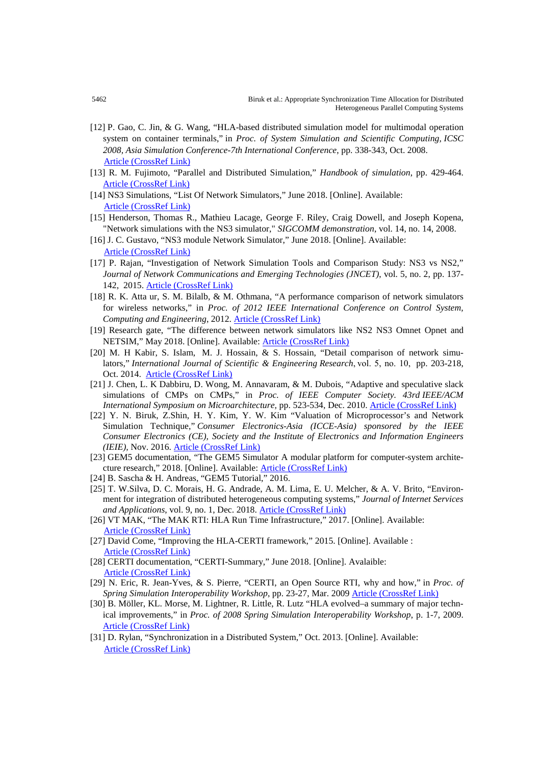[12] P. Gao, C. Jin, & G. Wang, "HLA-based distributed simulation model for multimodal operation system on container terminals," in *Proc. of System Simulation and Scientific Computing, ICSC 2008, Asia Simulation Conference-7th International Conference*, pp. 338-343, Oct. 2008. Article (CrossRef Link)

[13] R. M. Fujimoto, "Parallel and Distributed Simulation," *Handbook of simulation*, pp. 429-464. Article (CrossRef Link)

[14] NS3 Simulations, "List Of Network Simulators," June 2018. [Online]. Available: Article (CrossRef Link)

[15] Henderson, Thomas R., Mathieu Lacage, George F. Riley, Craig Dowell, and Joseph Kopena, "Network simulations with the NS3 simulator," *SIGCOMM demonstration*, vol. 14, no. 14, 2008.

[16] J. C. Gustavo, "NS3 module Network Simulator," June 2018. [Online]. Available: Article (CrossRef Link)

[17] P. Rajan, "Investigation of Network Simulation Tools and Comparison Study: NS3 vs NS2," *Journal of Network Communications and Emerging Technologies (JNCET)*, vol. 5, no. 2, pp. 137-142, 2015. Article (CrossRef Link)

[18] R. K. Atta ur, S. M. Bilalb, & M. Othmana, "A performance comparison of network simulators for wireless networks," in *Proc. of 2012 IEEE International Conference on Control System, Computing and Engineering*, 2012. Article (CrossRef Link)

[19] Research gate, "The difference between network simulators like NS2 NS3 Omnet Opnet and NETSIM," May 2018. [Online]. Available: Article (CrossRef Link)

[20] M. H Kabir, S. Islam, M. J. Hossain, & S. Hossain, "Detail comparison of network simulators," *International Journal of Scientific & Engineering Research*, vol. 5, no. 10, pp. 203-218, Oct. 2014. Article (CrossRef Link)

[21] J. Chen, L. K Dabbiru, D. Wong, M. Annavaram, & M. Dubois, "Adaptive and speculative slack simulations of CMPs on CMPs," in *Proc. of IEEE Computer Society. 43rd IEEE/ACM International Symposium on Microarchitecture*, pp. 523-534, Dec. 2010. Article (CrossRef Link)

[22] Y. N. Biruk, Z.Shin, H. Y. Kim, Y. W. Kim "Valuation of Microprocessor's and Network Simulation Technique," *Consumer Electronics-Asia (ICCE-Asia) sponsored by the IEEE Consumer Electronics (CE), Society and the Institute of Electronics and Information Engineers (IEIE)*, Nov. 2016. Article (CrossRef Link)

[23] GEM5 documentation, "The GEM5 Simulator A modular platform for computer-system architecture research," 2018. [Online]. Available: Article (CrossRef Link)

[24] B. Sascha & H. Andreas, "GEM5 Tutorial," 2016.

[25] T. W.Silva, D. C. Morais, H. G. Andrade, A. M. Lima, E. U. Melcher, & A. V. Brito, "Environment for integration of distributed heterogeneous computing systems," *Journal of Internet Services and Applications*, vol. 9, no. 1, Dec. 2018. Article (CrossRef Link)

[26] VT MAK, "The MAK RTI: HLA Run Time Infrastructure," 2017. [Online]. Available: Article (CrossRef Link)

[27] David Come, "Improving the HLA-CERTI framework," 2015. [Online]. Available : Article (CrossRef Link)

[28] CERTI documentation, "CERTI-Summary," June 2018. [Online]. Avalaible: Article (CrossRef Link)

[29] N. Eric, R. Jean-Yves, & S. Pierre, "CERTI, an Open Source RTI, why and how," in *Proc. of Spring Simulation Interoperability Workshop*, pp. 23-27, Mar. 2009 Article (CrossRef Link)

[30] B. Möller, KL. Morse, M. Lightner, R. Little, R. Lutz "HLA evolved–a summary of major technical improvements," in *Proc. of 2008 Spring Simulation Interoperability Workshop*, p. 1-7, 2009. Article (CrossRef Link)

[31] D. Rylan, "Synchronization in a Distributed System," Oct. 2013. [Online]. Available: Article (CrossRef Link)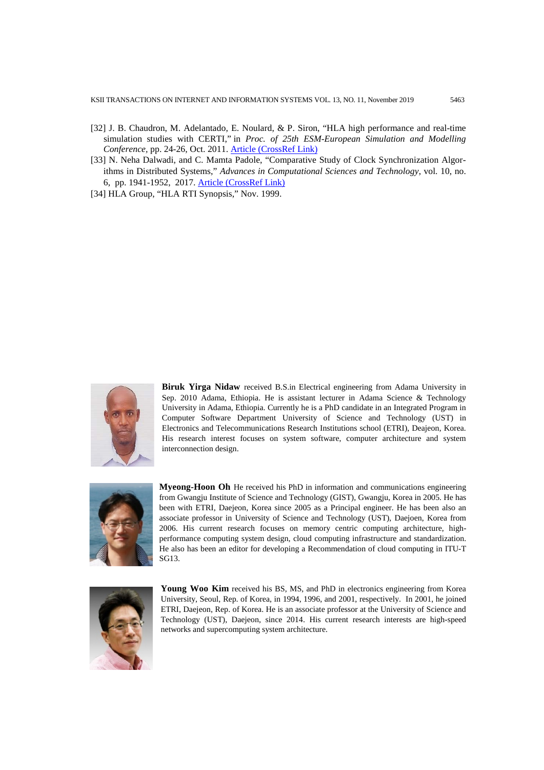[32] J. B. Chaudron, M. Adelantado, E. Noulard, & P. Siron, “HLA high performance and real-time simulation studies with CERTI,” in *Proc. of 25th ESM-European Simulation and Modelling Conference*, pp. 24-26, Oct. 2011. Article (CrossRef Link)

[33] N. Neha Dalwadi, and C. Mamta Padole, “Comparative Study of Clock Synchronization Algorithms in Distributed Systems,” *Advances in Computational Sciences and Technology*, vol. 10, no. 6, pp. 1941-1952, 2017. Article (CrossRef Link)

[34] HLA Group, “HLA RTI Synopsis,” Nov. 1999.

**Biruk Yirga Nidaw** received B.S.in Electrical engineering from Adama University in Sep. 2010 Adama, Ethiopia. He is assistant lecturer in Adama Science & Technology University in Adama, Ethiopia. Currently he is a PhD candidate in an Integrated Program in Computer Software Department University of Science and Technology (UST) in Electronics and Telecommunications Research Institutions school (ETRI), Deajeon, Korea. His research interest focuses on system software, computer architecture and system interconnection design.

**Myeong-Hoon Oh** He received his PhD in information and communications engineering from Gwangju Institute of Science and Technology (GIST), Gwangju, Korea in 2005. He has been with ETRI, Daejeon, Korea since 2005 as a Principal engineer. He has been also an associate professor in University of Science and Technology (UST), Daejoen, Korea from 2006. His current research focuses on memory centric computing architecture, high-performance computing system design, cloud computing infrastructure and standardization. He also has been an editor for developing a Recommendation of cloud computing in ITU-T SG13.

**Young Woo Kim** received his BS, MS, and PhD in electronics engineering from Korea University, Seoul, Rep. of Korea, in 1994, 1996, and 2001, respectively. In 2001, he joined ETRI, Daejeon, Rep. of Korea. He is an associate professor at the University of Science and Technology (UST), Daejeon, since 2014. His current research interests are high-speed networks and supercomputing system architecture.